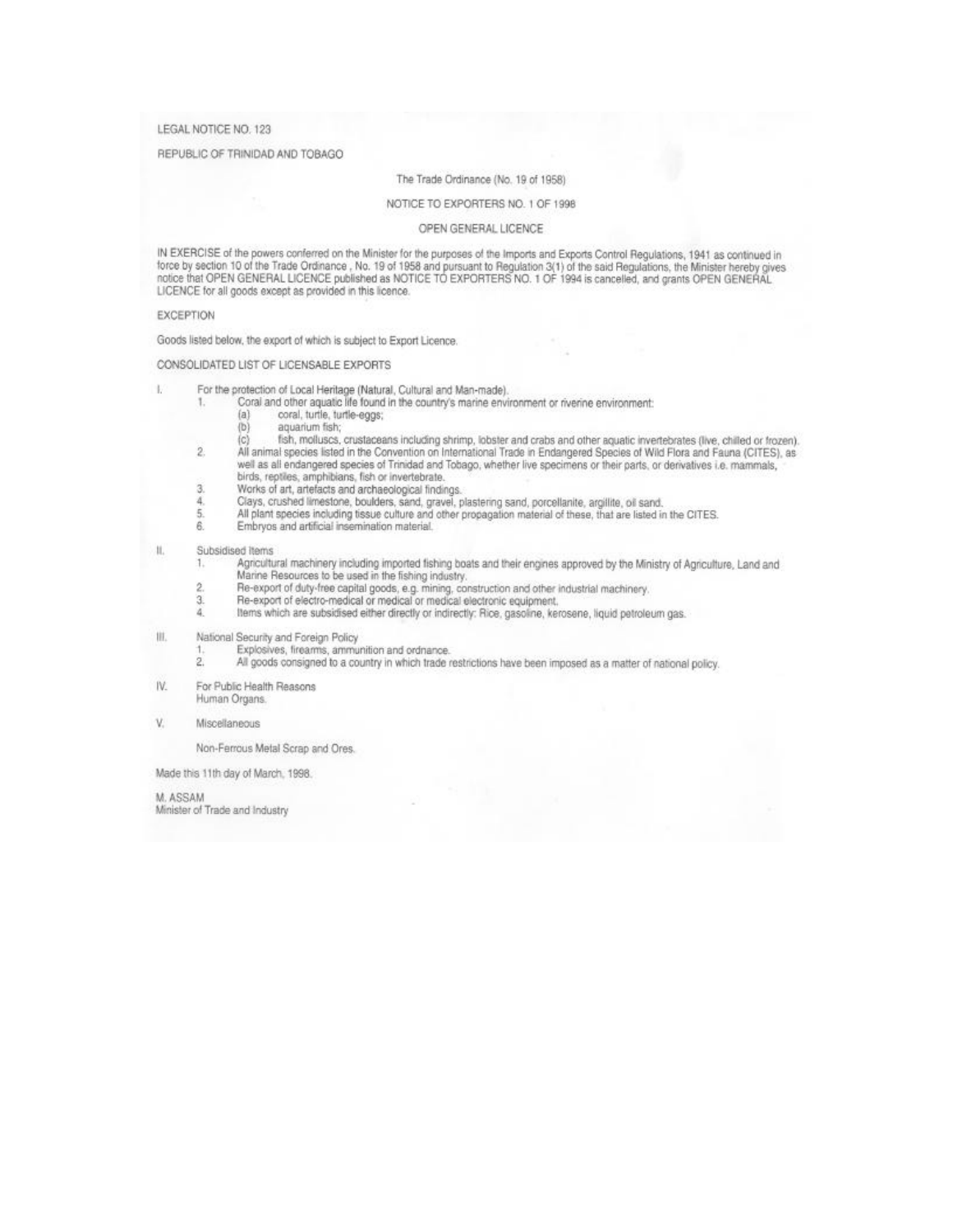LEGAL NOTICE NO. 123

REPUBLIC OF TRINIDAD AND TOBAGO

The Trade Ordinance (No. 19 of 1958)

NOTICE TO EXPORTERS NO. 1 OF 1998

OPEN GENERAL LICENCE

IN EXERCISE of the powers conferred on the Minister for the purposes of the Imports and Exports Control Regulations, 1941 as continued in force by section 10 of the Trade Ordinance , No. 19 of 1958 and pursuant to Regulation 3(1) of the said Regulations, the Minister hereby gives notice that OPEN GENERAL LICENCE published as NOTICE TO EXPORTERS NO. 1 OF 1994 is cancelled, and grants OPEN GENERAL LICENCE for all goods except as provided in this licence.

EXCEPTION

Goods listed below, the export of which is subject to Export Licence.

CONSOLIDATED LIST OF LICENSABLE EXPORTS

I. For the protection of Local Heritage (Natural, Cultural and Man-made).
   1. Coral and other aquatic life found in the country's marine environment or riverine environment:
      (a) coral, turtle, turtle-eggs;
      (b) aquarium fish;
      (c) fish, molluscs, crustaceans including shrimp, lobster and crabs and other aquatic invertebrates (live, chilled or frozen).
   2. All animal species listed in the Convention on International Trade in Endangered Species of Wild Flora and Fauna (CITES), as well as all endangered species of Trinidad and Tobago, whether live specimens or their parts, or derivatives i.e. mammals, birds, reptiles, amphibians, fish or invertebrate.
   3. Works of art, artefacts and archaeological findings.
   4. Clays, crushed limestone, boulders, sand, gravel, plastering sand, porcellanite, argillite, oil sand.
   5. All plant species including tissue culture and other propagation material of these, that are listed in the CITES.
   6. Embryos and artificial insemination material.

II. Subsidised Items
   1. Agricultural machinery including imported fishing boats and their engines approved by the Ministry of Agriculture, Land and Marine Resources to be used in the fishing industry.
   2. Re-export of duty-free capital goods, e.g. mining, construction and other industrial machinery.
   3. Re-export of electro-medical or medical or medical electronic equipment.
   4. Items which are subsidised either directly or indirectly: Rice, gasoline, kerosene, liquid petroleum gas.

III. National Security and Foreign Policy
   1. Explosives, firearms, ammunition and ordnance.
   2. All goods consigned to a country in which trade restrictions have been imposed as a matter of national policy.

IV. For Public Health Reasons
   Human Organs.

V. Miscellaneous

   Non-Ferrous Metal Scrap and Ores.

Made this 11th day of March, 1998.

M. ASSAM
Minister of Trade and Industry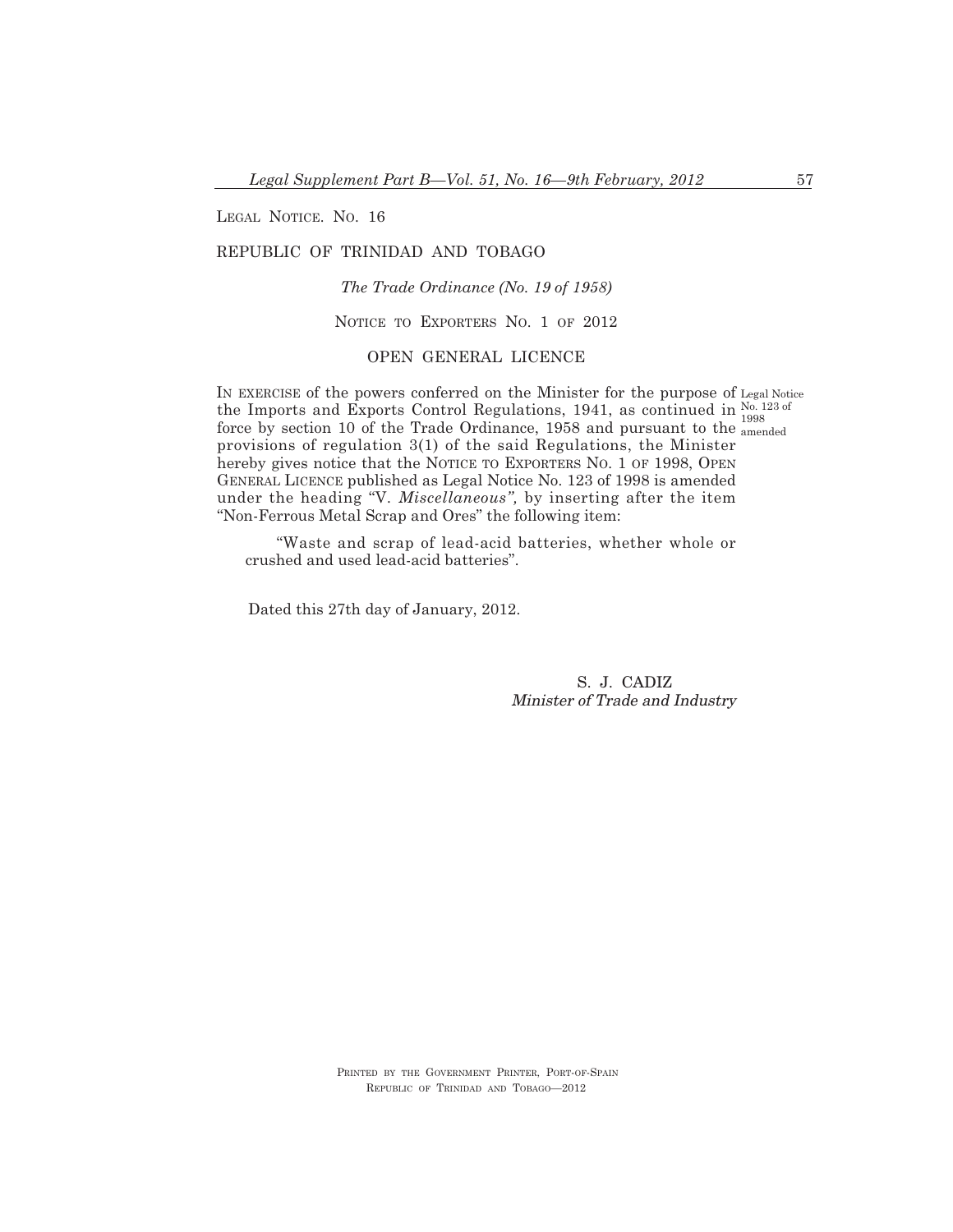LEGAL NOTICE. NO. 16

REPUBLIC OF TRINIDAD AND TOBAGO

*The Trade Ordinance (No. 19 of 1958)*

NOTICE TO EXPORTERS NO. 1 OF 2012

OPEN GENERAL LICENCE

IN EXERCISE of the powers conferred on the Minister for the purpose of the Imports and Exports Control Regulations, 1941, as continued in force by section 10 of the Trade Ordinance, 1958 and pursuant to the provisions of regulation 3(1) of the said Regulations, the Minister hereby gives notice that the NOTICE TO EXPORTERS NO. 1 OF 1998, OPEN GENERAL LICENCE published as Legal Notice No. 123 of 1998 is amended under the heading "V. *Miscellaneous",* by inserting after the item "Non-Ferrous Metal Scrap and Ores" the following item:

Legal Notice No. 123 of 1998 amended

"Waste and scrap of lead-acid batteries, whether whole or crushed and used lead-acid batteries".

Dated this 27th day of January, 2012.

S. J. CADIZ
*Minister of Trade and Industry*

PRINTED BY THE GOVERNMENT PRINTER, PORT-OF-SPAIN
REPUBLIC OF TRINIDAD AND TOBAGO—2012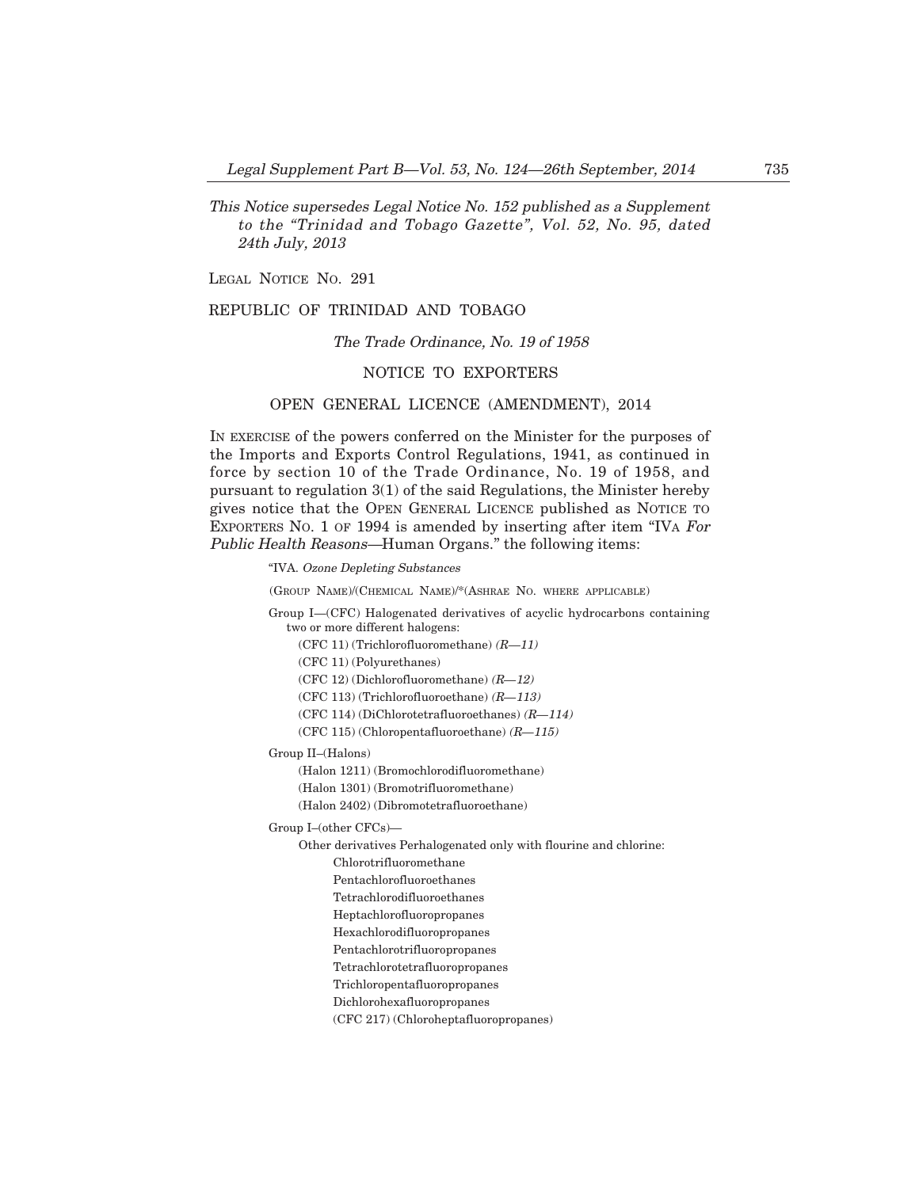*This Notice supersedes Legal Notice No. 152 published as a Supplement to the "Trinidad and Tobago Gazette", Vol. 52, No. 95, dated 24th July, 2013*

LEGAL NOTICE NO. 291

REPUBLIC OF TRINIDAD AND TOBAGO

*The Trade Ordinance, No. 19 of 1958*

NOTICE TO EXPORTERS

OPEN GENERAL LICENCE (AMENDMENT), 2014

IN EXERCISE of the powers conferred on the Minister for the purposes of the Imports and Exports Control Regulations, 1941, as continued in force by section 10 of the Trade Ordinance, No. 19 of 1958, and pursuant to regulation 3(1) of the said Regulations, the Minister hereby gives notice that the OPEN GENERAL LICENCE published as NOTICE TO EXPORTERS NO. 1 OF 1994 is amended by inserting after item "IVA *For Public Health Reasons*—Human Organs." the following items:

"IVA. *Ozone Depleting Substances*

(GROUP NAME)/(CHEMICAL NAME)/*(ASHRAE NO. WHERE APPLICABLE)

Group I—(CFC) Halogenated derivatives of acyclic hydrocarbons containing two or more different halogens:

- (CFC 11) (Trichlorofluoromethane) *(R—11)*
- (CFC 11) (Polyurethanes)
- (CFC 12) (Dichlorofluoromethane) *(R—12)*
- (CFC 113) (Trichlorofluoroethane) *(R—113)*
- (CFC 114) (DiChlorotetrafluoroethanes) *(R—114)*
- (CFC 115) (Chloropentafluoroethane) *(R—115)*

Group II–(Halons)

- (Halon 1211) (Bromochlorodifluoromethane)
- (Halon 1301) (Bromotrifluoromethane)
- (Halon 2402) (Dibromotetrafluoroethane)

Group I–(other CFCs)—

Other derivatives Perhalogenated only with flourine and chlorine:

- Chlorotrifluoromethane
- Pentachlorofluoroethanes
- Tetrachlorodifluoroethanes
- Heptachlorofluoropropanes
- Hexachlorodifluoropropanes
- Pentachlorotrifluoropropanes
- Tetrachlorotetrafluoropropanes
- Trichloropentafluoropropanes
- Dichlorohexafluoropropanes
- (CFC 217) (Chloroheptafluoropropanes)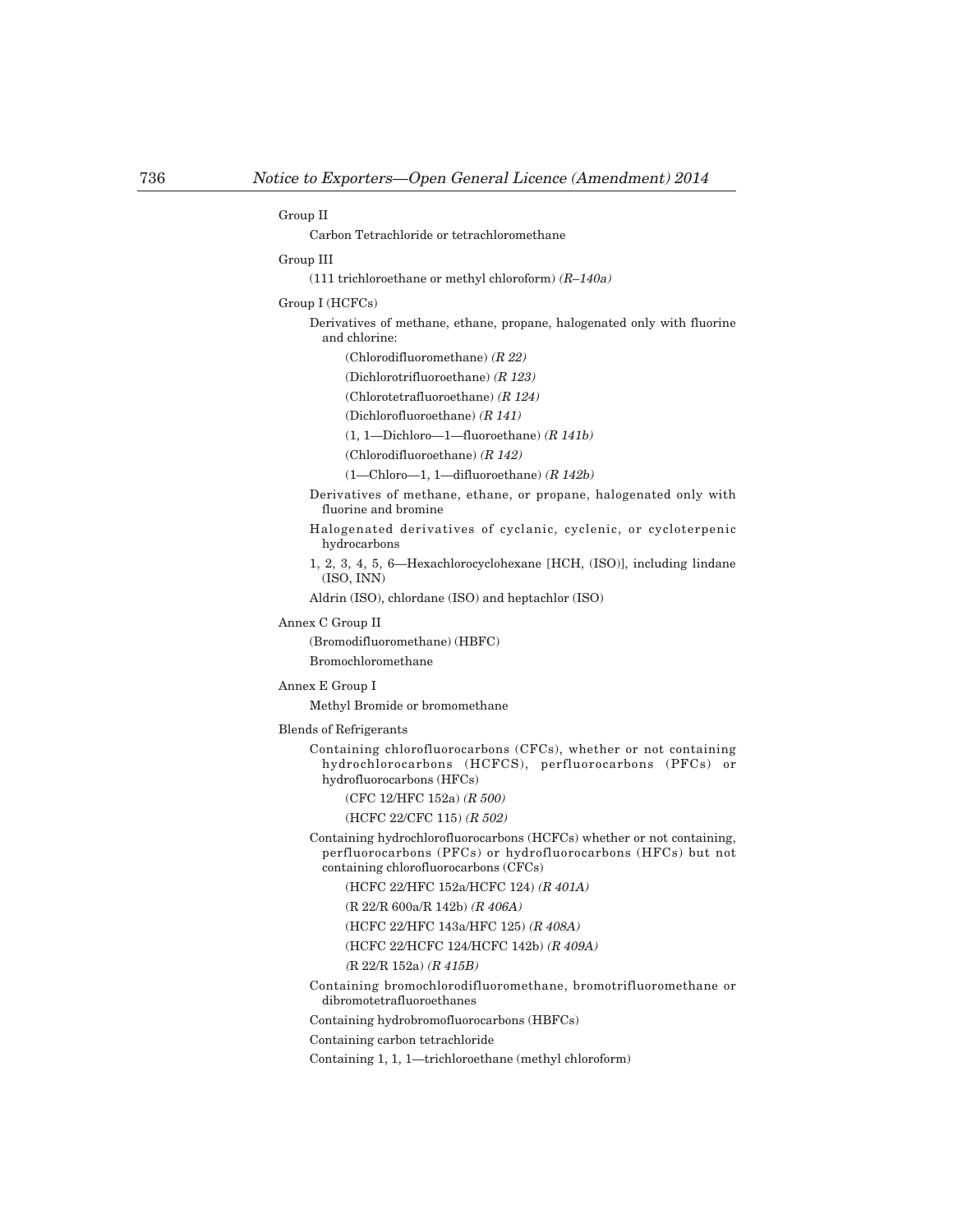Group II

Carbon Tetrachloride or tetrachloromethane

Group III

(111 trichloroethane or methyl chloroform) *(R–140a)*

Group I (HCFCs)

Derivatives of methane, ethane, propane, halogenated only with fluorine and chlorine:

(Chlorodifluoromethane) *(R 22)*

(Dichlorotrifluoroethane) *(R 123)*

(Chlorotetrafluoroethane) *(R 124)*

(Dichlorofluoroethane) *(R 141)*

(1, 1—Dichloro—1—fluoroethane) *(R 141b)*

(Chlorodifluoroethane) *(R 142)*

(1—Chloro—1, 1—difluoroethane) *(R 142b)*

Derivatives of methane, ethane, or propane, halogenated only with fluorine and bromine

Halogenated derivatives of cyclanic, cyclenic, or cycloterpenic hydrocarbons

1, 2, 3, 4, 5, 6—Hexachlorocyclohexane [HCH, (ISO)], including lindane (ISO, INN)

Aldrin (ISO), chlordane (ISO) and heptachlor (ISO)

Annex C Group II

(Bromodifluoromethane) (HBFC)

Bromochloromethane

Annex E Group I

Methyl Bromide or bromomethane

Blends of Refrigerants

Containing chlorofluorocarbons (CFCs), whether or not containing hydrochlorocarbons (HCFCS), perfluorocarbons (PFCs) or hydrofluorocarbons (HFCs)

(CFC 12/HFC 152a) *(R 500)*

(HCFC 22/CFC 115) *(R 502)*

Containing hydrochlorofluorocarbons (HCFCs) whether or not containing, perfluorocarbons (PFCs) or hydrofluorocarbons (HFCs) but not containing chlorofluorocarbons (CFCs)

(HCFC 22/HFC 152a/HCFC 124) *(R 401A)*

(R 22/R 600a/R 142b) *(R 406A)*

(HCFC 22/HFC 143a/HFC 125) *(R 408A)*

(HCFC 22/HCFC 124/HCFC 142b) *(R 409A)*

(R 22/R 152a) *(R 415B)*

Containing bromochlorodifluoromethane, bromotrifluoromethane or dibromotetrafluoroethanes

Containing hydrobromofluorocarbons (HBFCs)

Containing carbon tetrachloride

Containing 1, 1, 1—trichloroethane (methyl chloroform)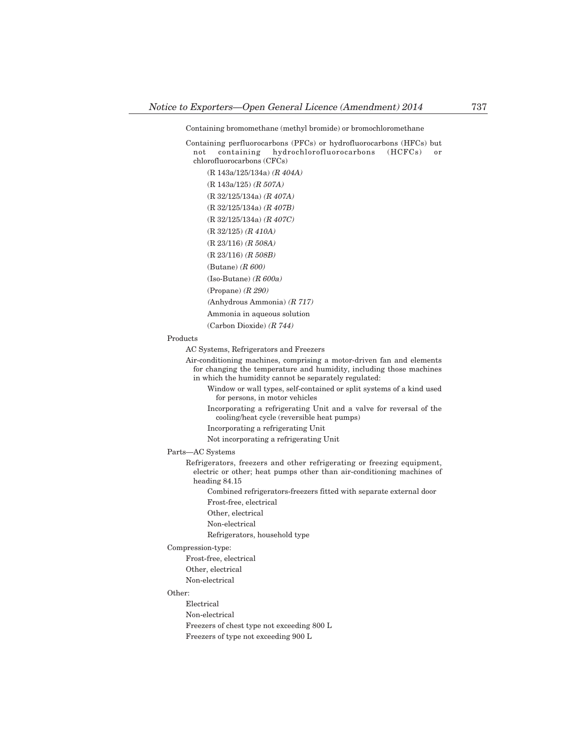Containing bromomethane (methyl bromide) or bromochloromethane

Containing perfluorocarbons (PFCs) or hydrofluorocarbons (HFCs) but not containing hydrochlorofluorocarbons (HCFCs) or chlorofluorocarbons (CFCs)

(R 143a/125/134a) *(R 404A)*

(R 143a/125) *(R 507A)*

(R 32/125/134a) *(R 407A)*

(R 32/125/134a) *(R 407B)*

(R 32/125/134a) *(R 407C)*

(R 32/125) *(R 410A)*

(R 23/116) *(R 508A)*

(R 23/116) *(R 508B)*

(Butane) *(R 600)*

(Iso-Butane) *(R 600a)*

(Propane) *(R 290)*

(Anhydrous Ammonia) *(R 717)*

Ammonia in aqueous solution

(Carbon Dioxide) *(R 744)*

Products

AC Systems, Refrigerators and Freezers

Air-conditioning machines, comprising a motor-driven fan and elements for changing the temperature and humidity, including those machines in which the humidity cannot be separately regulated:

Window or wall types, self-contained or split systems of a kind used for persons, in motor vehicles

Incorporating a refrigerating Unit and a valve for reversal of the cooling/heat cycle (reversible heat pumps)

Incorporating a refrigerating Unit

Not incorporating a refrigerating Unit

Parts—AC Systems

Refrigerators, freezers and other refrigerating or freezing equipment, electric or other; heat pumps other than air-conditioning machines of heading 84.15

Combined refrigerators-freezers fitted with separate external door

Frost-free, electrical

Other, electrical

Non-electrical

Refrigerators, household type

Compression-type:

Frost-free, electrical

Other, electrical

Non-electrical

Other:

Electrical

Non-electrical

Freezers of chest type not exceeding 800 L

Freezers of type not exceeding 900 L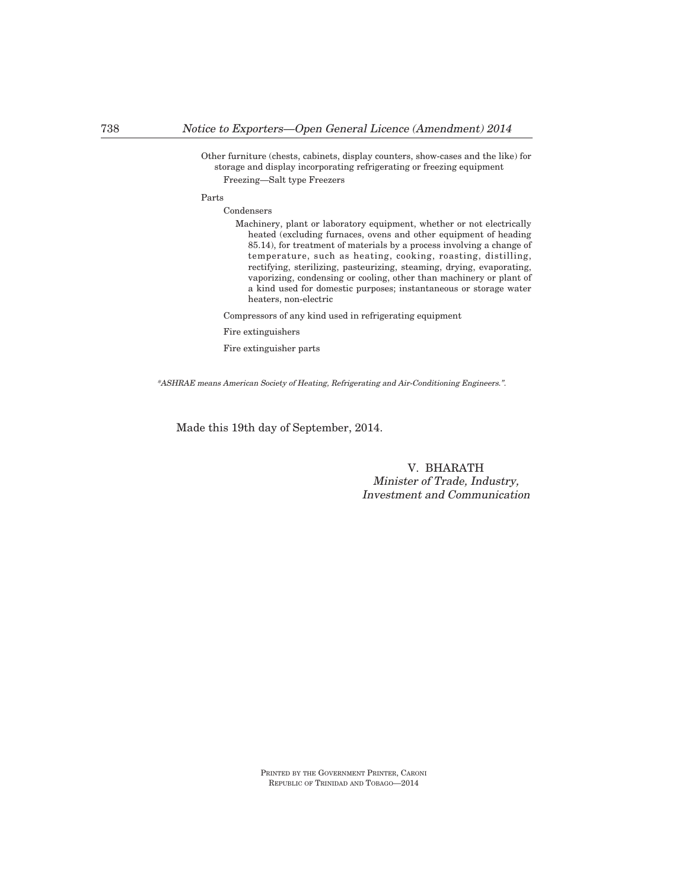Other furniture (chests, cabinets, display counters, show-cases and the like) for storage and display incorporating refrigerating or freezing equipment

Freezing—Salt type Freezers

Parts

Condensers

Machinery, plant or laboratory equipment, whether or not electrically heated (excluding furnaces, ovens and other equipment of heading 85.14), for treatment of materials by a process involving a change of temperature, such as heating, cooking, roasting, distilling, rectifying, sterilizing, pasteurizing, steaming, drying, evaporating, vaporizing, condensing or cooling, other than machinery or plant of a kind used for domestic purposes; instantaneous or storage water heaters, non-electric

Compressors of any kind used in refrigerating equipment

Fire extinguishers

Fire extinguisher parts

*\*ASHRAE means American Society of Heating, Refrigerating and Air-Conditioning Engineers.".*

Made this 19th day of September, 2014.

V. BHARATH
*Minister of Trade, Industry, Investment and Communication*

PRINTED BY THE GOVERNMENT PRINTER, CARONI
REPUBLIC OF TRINIDAD AND TOBAGO—2014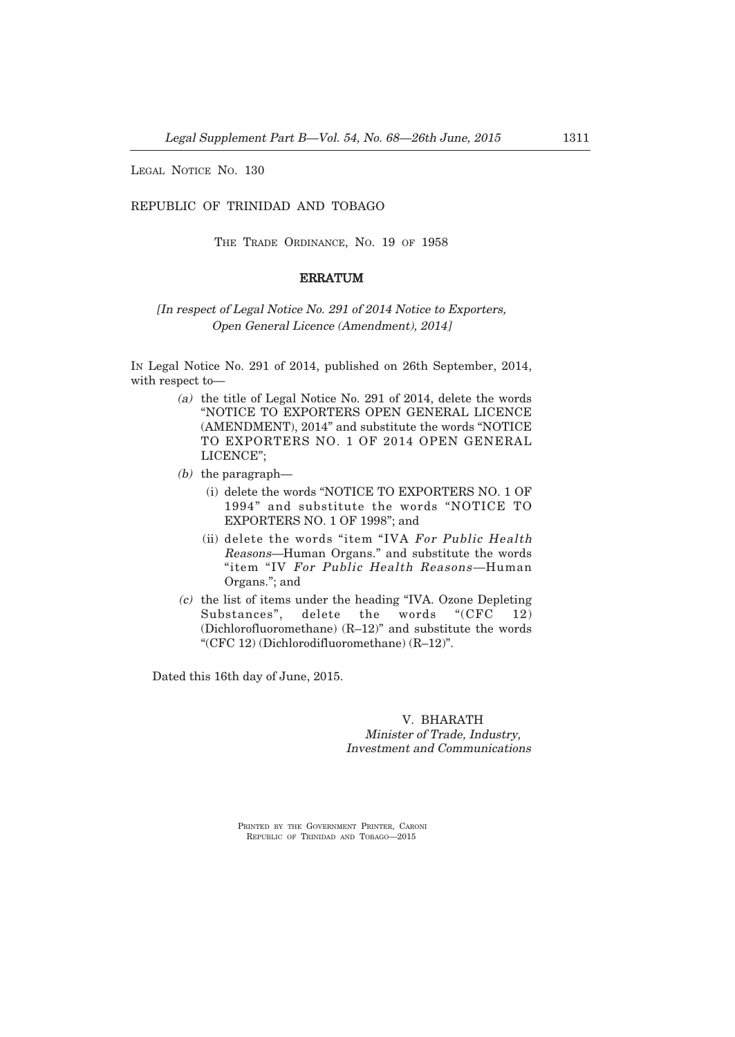LEGAL NOTICE NO. 130

REPUBLIC OF TRINIDAD AND TOBAGO

THE TRADE ORDINANCE, NO. 19 OF 1958

## ERRATUM

*[In respect of Legal Notice No. 291 of 2014 Notice to Exporters, Open General Licence (Amendment), 2014]*

IN Legal Notice No. 291 of 2014, published on 26th September, 2014, with respect to—

*(a)* the title of Legal Notice No. 291 of 2014, delete the words "NOTICE TO EXPORTERS OPEN GENERAL LICENCE (AMENDMENT), 2014" and substitute the words "NOTICE TO EXPORTERS NO. 1 OF 2014 OPEN GENERAL LICENCE";

*(b)* the paragraph—

(i) delete the words "NOTICE TO EXPORTERS NO. 1 OF 1994" and substitute the words "NOTICE TO EXPORTERS NO. 1 OF 1998"; and

(ii) delete the words "item "IVA *For Public Health Reasons*—Human Organs." and substitute the words "item "IV *For Public Health Reasons*—Human Organs."; and

*(c)* the list of items under the heading "IVA. Ozone Depleting Substances", delete the words "(CFC 12) (Dichlorofluoromethane) (R–12)" and substitute the words "(CFC 12) (Dichlorodifluoromethane) (R–12)".

Dated this 16th day of June, 2015.

V. BHARATH
*Minister of Trade, Industry, Investment and Communications*

PRINTED BY THE GOVERNMENT PRINTER, CARONI
REPUBLIC OF TRINIDAD AND TOBAGO—2015